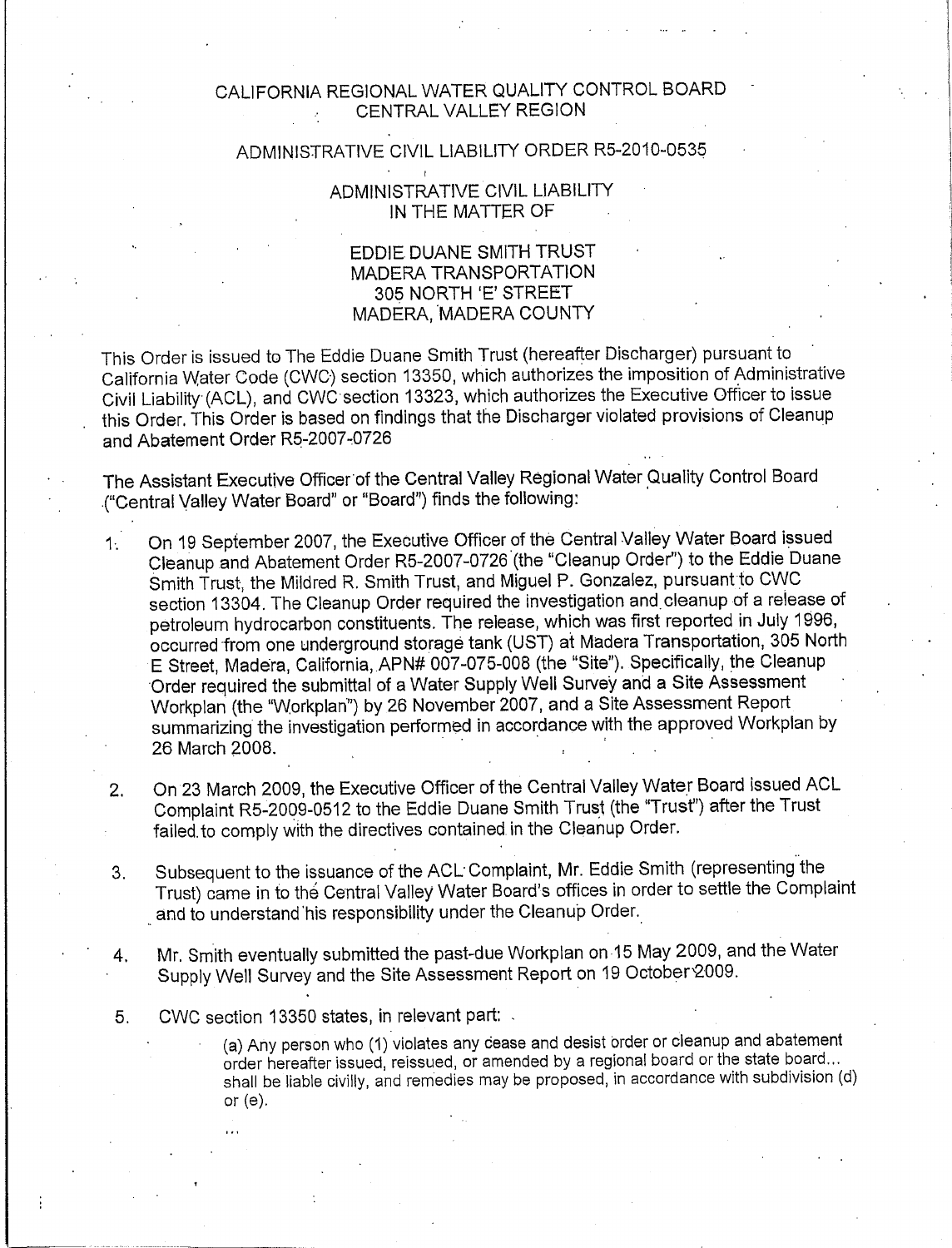# CALIFORNIA REGIONAL WATER QUALITY CONTROL BOARD
# CENTRAL VALLEY REGION

## ADMINISTRATIVE CIVIL LIABILITY ORDER R5-2010-0535

## ADMINISTRATIVE CIVIL LIABILITY
## IN THE MATTER OF

## EDDIE DUANE SMITH TRUST
## MADERA TRANSPORTATION
## 305 NORTH 'E' STREET
## MADERA, MADERA COUNTY

This Order is issued to The Eddie Duane Smith Trust (hereafter Discharger) pursuant to California Water Code (CWC) section 13350, which authorizes the imposition of Administrative Civil Liability (ACL), and CWC section 13323, which authorizes the Executive Officer to issue this Order. This Order is based on findings that the Discharger violated provisions of Cleanup and Abatement Order R5-2007-0726

The Assistant Executive Officer of the Central Valley Regional Water Quality Control Board ("Central Valley Water Board" or "Board") finds the following:

1. On 19 September 2007, the Executive Officer of the Central Valley Water Board issued Cleanup and Abatement Order R5-2007-0726 (the "Cleanup Order") to the Eddie Duane Smith Trust, the Mildred R. Smith Trust, and Miguel P. Gonzalez, pursuant to CWC section 13304. The Cleanup Order required the investigation and cleanup of a release of petroleum hydrocarbon constituents. The release, which was first reported in July 1996, occurred from one underground storage tank (UST) at Madera Transportation, 305 North E Street, Madera, California, APN# 007-075-008 (the "Site"). Specifically, the Cleanup Order required the submittal of a Water Supply Well Survey and a Site Assessment Workplan (the "Workplan") by 26 November 2007, and a Site Assessment Report summarizing the investigation performed in accordance with the approved Workplan by 26 March 2008.

2. On 23 March 2009, the Executive Officer of the Central Valley Water Board issued ACL Complaint R5-2009-0512 to the Eddie Duane Smith Trust (the "Trust") after the Trust failed to comply with the directives contained in the Cleanup Order.

3. Subsequent to the issuance of the ACL Complaint, Mr. Eddie Smith (representing the Trust) came in to the Central Valley Water Board's offices in order to settle the Complaint and to understand his responsibility under the Cleanup Order.

4. Mr. Smith eventually submitted the past-due Workplan on 15 May 2009, and the Water Supply Well Survey and the Site Assessment Report on 19 October 2009.

5. CWC section 13350 states, in relevant part:

   > (a) Any person who (1) violates any cease and desist order or cleanup and abatement order hereafter issued, reissued, or amended by a regional board or the state board... shall be liable civilly, and remedies may be proposed, in accordance with subdivision (d) or (e).
   >
   > ...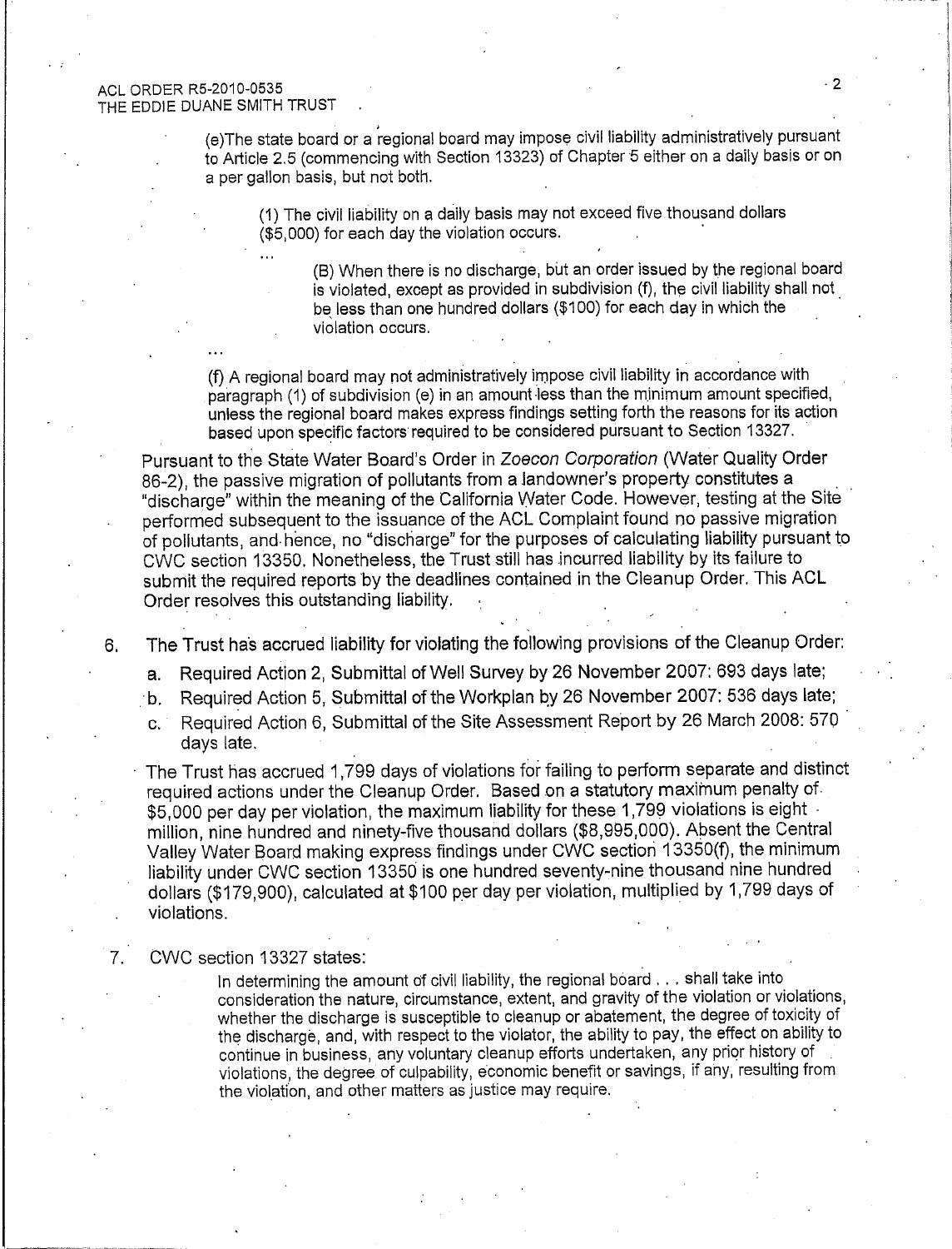(e)The state board or a regional board may impose civil liability administratively pursuant to Article 2.5 (commencing with Section 13323) of Chapter 5 either on a daily basis or on a per gallon basis, but not both.

> (1) The civil liability on a daily basis may not exceed five thousand dollars ($5,000) for each day the violation occurs.
>
> ...
>
> > (B) When there is no discharge, but an order issued by the regional board is violated, except as provided in subdivision (f), the civil liability shall not be less than one hundred dollars ($100) for each day in which the violation occurs.

...

(f) A regional board may not administratively impose civil liability in accordance with paragraph (1) of subdivision (e) in an amount less than the minimum amount specified, unless the regional board makes express findings setting forth the reasons for its action based upon specific factors required to be considered pursuant to Section 13327.

Pursuant to the State Water Board's Order in *Zoecon Corporation* (Water Quality Order 86-2), the passive migration of pollutants from a landowner's property constitutes a "discharge" within the meaning of the California Water Code. However, testing at the Site performed subsequent to the issuance of the ACL Complaint found no passive migration of pollutants, and hence, no "discharge" for the purposes of calculating liability pursuant to CWC section 13350. Nonetheless, the Trust still has incurred liability by its failure to submit the required reports by the deadlines contained in the Cleanup Order. This ACL Order resolves this outstanding liability.

6. The Trust has accrued liability for violating the following provisions of the Cleanup Order:
   a. Required Action 2, Submittal of Well Survey by 26 November 2007: 693 days late;
   b. Required Action 5, Submittal of the Workplan by 26 November 2007: 536 days late;
   c. Required Action 6, Submittal of the Site Assessment Report by 26 March 2008: 570 days late.

   The Trust has accrued 1,799 days of violations for failing to perform separate and distinct required actions under the Cleanup Order. Based on a statutory maximum penalty of $5,000 per day per violation, the maximum liability for these 1,799 violations is eight million, nine hundred and ninety-five thousand dollars ($8,995,000). Absent the Central Valley Water Board making express findings under CWC section 13350(f), the minimum liability under CWC section 13350 is one hundred seventy-nine thousand nine hundred dollars ($179,900), calculated at $100 per day per violation, multiplied by 1,799 days of violations.

7. CWC section 13327 states:

   > In determining the amount of civil liability, the regional board . . . shall take into consideration the nature, circumstance, extent, and gravity of the violation or violations, whether the discharge is susceptible to cleanup or abatement, the degree of toxicity of the discharge, and, with respect to the violator, the ability to pay, the effect on ability to continue in business, any voluntary cleanup efforts undertaken, any prior history of violations, the degree of culpability, economic benefit or savings, if any, resulting from the violation, and other matters as justice may require.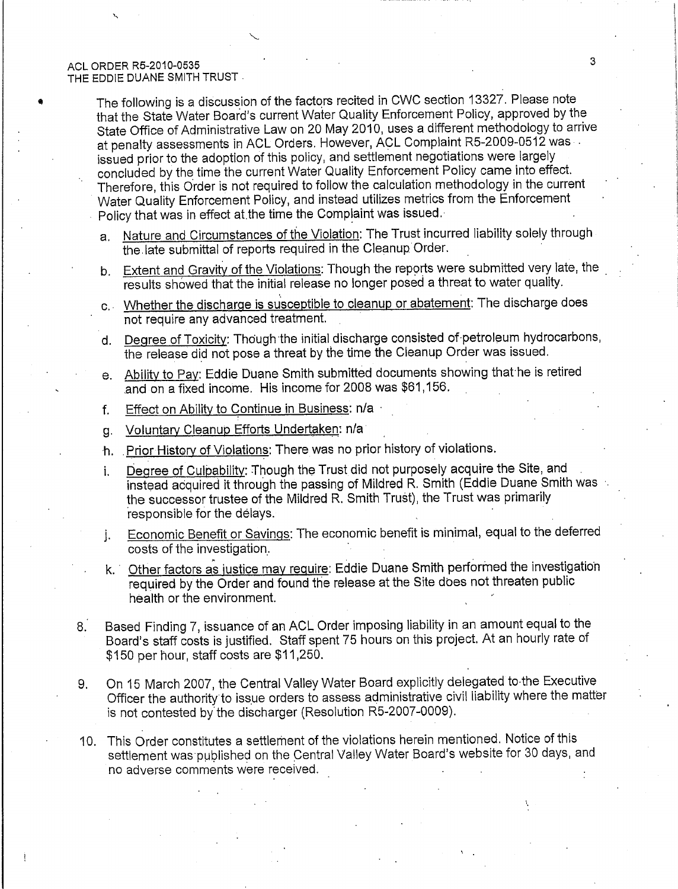The following is a discussion of the factors recited in CWC section 13327. Please note that the State Water Board's current Water Quality Enforcement Policy, approved by the State Office of Administrative Law on 20 May 2010, uses a different methodology to arrive at penalty assessments in ACL Orders. However, ACL Complaint R5-2009-0512 was issued prior to the adoption of this policy, and settlement negotiations were largely concluded by the time the current Water Quality Enforcement Policy came into effect. Therefore, this Order is not required to follow the calculation methodology in the current Water Quality Enforcement Policy, and instead utilizes metrics from the Enforcement Policy that was in effect at the time the Complaint was issued.

a. Nature and Circumstances of the Violation: The Trust incurred liability solely through the late submittal of reports required in the Cleanup Order.

b. Extent and Gravity of the Violations: Though the reports were submitted very late, the results showed that the initial release no longer posed a threat to water quality.

c. Whether the discharge is susceptible to cleanup or abatement: The discharge does not require any advanced treatment.

d. Degree of Toxicity: Though the initial discharge consisted of petroleum hydrocarbons, the release did not pose a threat by the time the Cleanup Order was issued.

e. Ability to Pay: Eddie Duane Smith submitted documents showing that he is retired and on a fixed income. His income for 2008 was $61,156.

f. Effect on Ability to Continue in Business: n/a

g. Voluntary Cleanup Efforts Undertaken: n/a

h. Prior History of Violations: There was no prior history of violations.

i. Degree of Culpability: Though the Trust did not purposely acquire the Site, and instead acquired it through the passing of Mildred R. Smith (Eddie Duane Smith was the successor trustee of the Mildred R. Smith Trust), the Trust was primarily responsible for the delays.

j. Economic Benefit or Savings: The economic benefit is minimal, equal to the deferred costs of the investigation.

k. Other factors as justice may require: Eddie Duane Smith performed the investigation required by the Order and found the release at the Site does not threaten public health or the environment.

8. Based Finding 7, issuance of an ACL Order imposing liability in an amount equal to the Board's staff costs is justified. Staff spent 75 hours on this project. At an hourly rate of $150 per hour, staff costs are $11,250.

9. On 15 March 2007, the Central Valley Water Board explicitly delegated to the Executive Officer the authority to issue orders to assess administrative civil liability where the matter is not contested by the discharger (Resolution R5-2007-0009).

10. This Order constitutes a settlement of the violations herein mentioned. Notice of this settlement was published on the Central Valley Water Board's website for 30 days, and no adverse comments were received.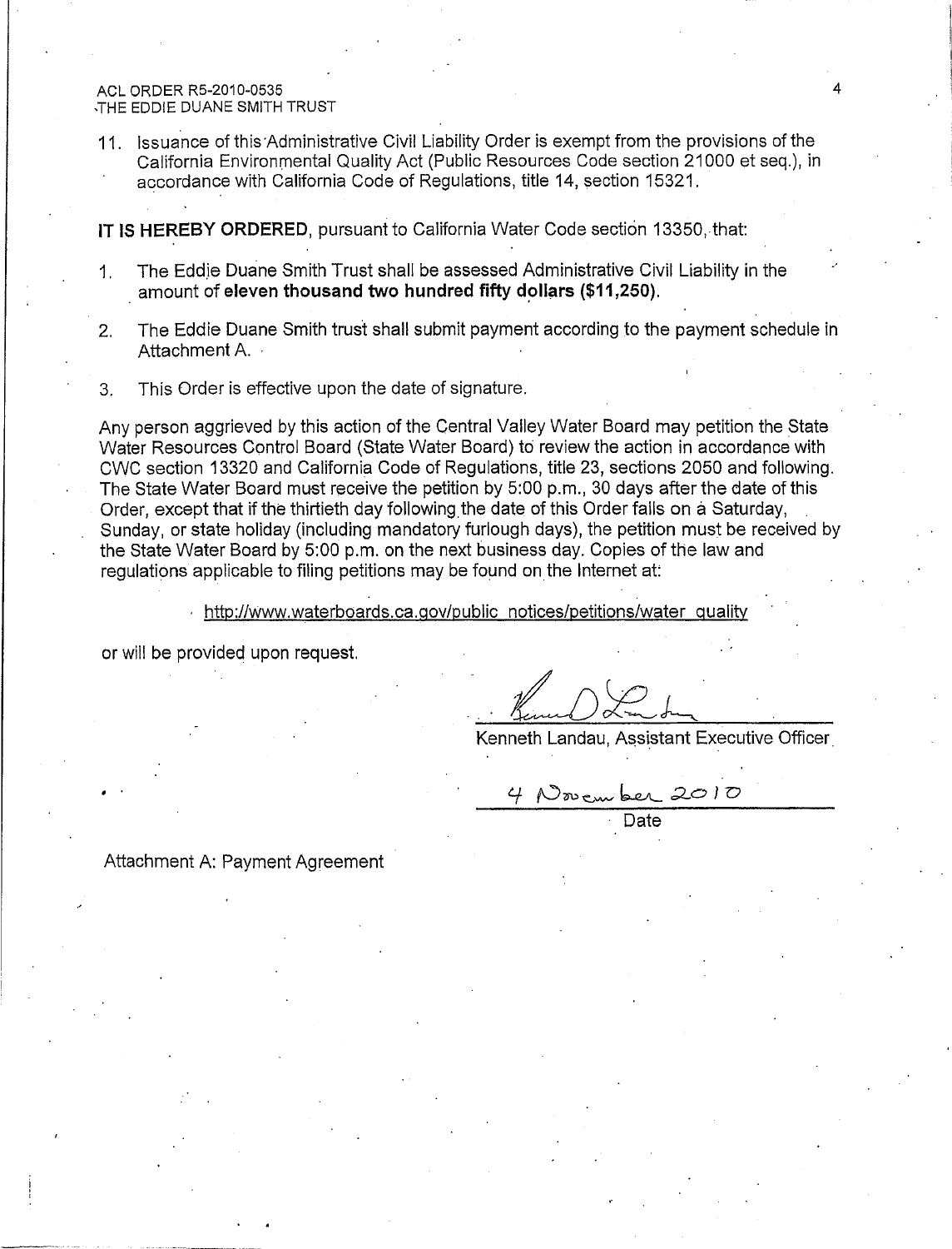11. Issuance of this Administrative Civil Liability Order is exempt from the provisions of the California Environmental Quality Act (Public Resources Code section 21000 et seq.), in accordance with California Code of Regulations, title 14, section 15321.

**IT IS HEREBY ORDERED**, pursuant to California Water Code section 13350, that:

1. The Eddie Duane Smith Trust shall be assessed Administrative Civil Liability in the amount of **eleven thousand two hundred fifty dollars ($11,250)**.

2. The Eddie Duane Smith trust shall submit payment according to the payment schedule in Attachment A.

3. This Order is effective upon the date of signature.

Any person aggrieved by this action of the Central Valley Water Board may petition the State Water Resources Control Board (State Water Board) to review the action in accordance with CWC section 13320 and California Code of Regulations, title 23, sections 2050 and following. The State Water Board must receive the petition by 5:00 p.m., 30 days after the date of this Order, except that if the thirtieth day following the date of this Order falls on a Saturday, Sunday, or state holiday (including mandatory furlough days), the petition must be received by the State Water Board by 5:00 p.m. on the next business day. Copies of the law and regulations applicable to filing petitions may be found on the Internet at:

http://www.waterboards.ca.gov/public_notices/petitions/water_quality

or will be provided upon request.

Kenneth Landau, Assistant Executive Officer

4 November 2010

Date

Attachment A: Payment Agreement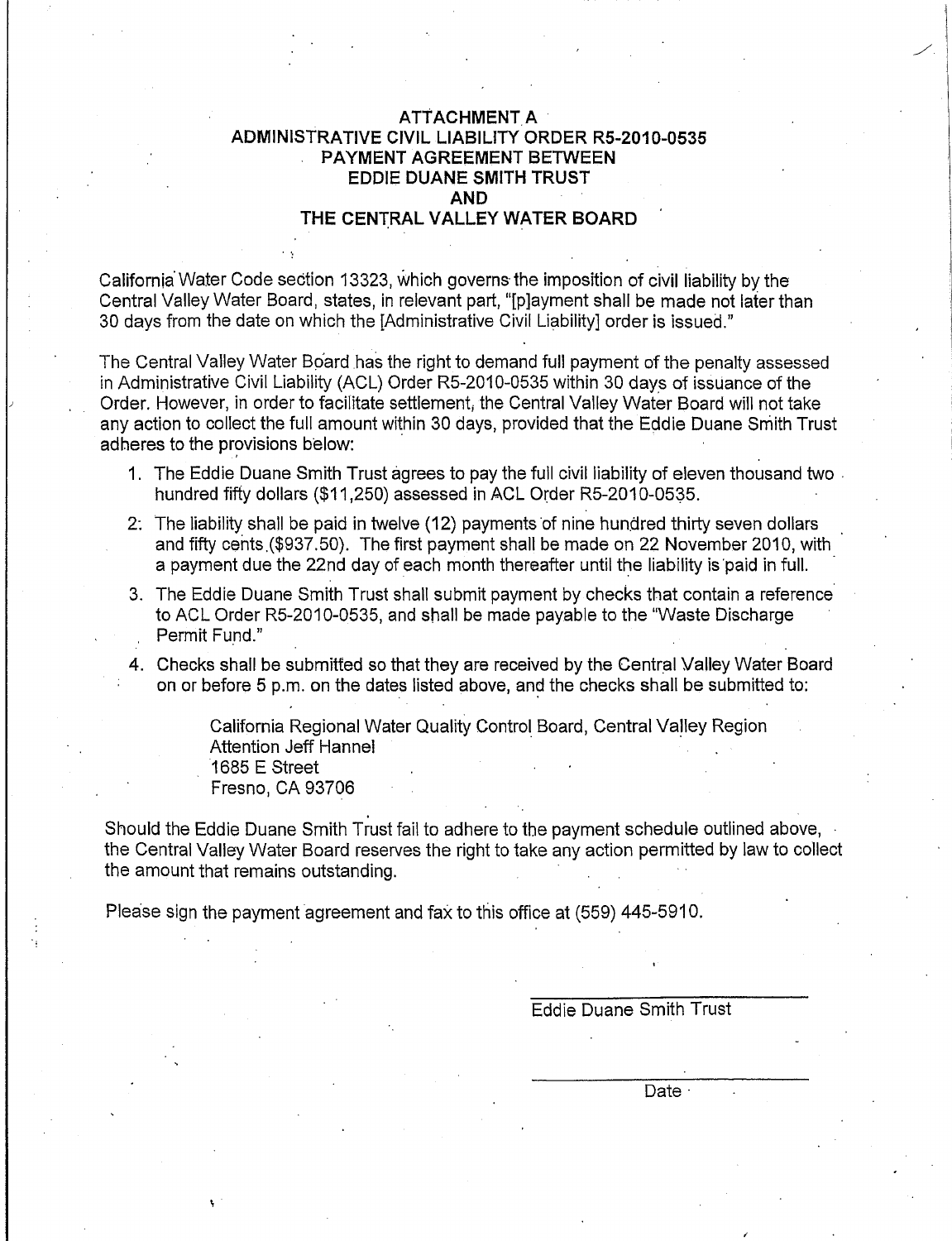# ATTACHMENT A
# ADMINISTRATIVE CIVIL LIABILITY ORDER R5-2010-0535
# PAYMENT AGREEMENT BETWEEN
# EDDIE DUANE SMITH TRUST
# AND
# THE CENTRAL VALLEY WATER BOARD

California Water Code section 13323, which governs the imposition of civil liability by the Central Valley Water Board, states, in relevant part, "[p]ayment shall be made not later than 30 days from the date on which the [Administrative Civil Liability] order is issued."

The Central Valley Water Board has the right to demand full payment of the penalty assessed in Administrative Civil Liability (ACL) Order R5-2010-0535 within 30 days of issuance of the Order. However, in order to facilitate settlement, the Central Valley Water Board will not take any action to collect the full amount within 30 days, provided that the Eddie Duane Smith Trust adheres to the provisions below:

1. The Eddie Duane Smith Trust agrees to pay the full civil liability of eleven thousand two hundred fifty dollars ($11,250) assessed in ACL Order R5-2010-0535.
2. The liability shall be paid in twelve (12) payments of nine hundred thirty seven dollars and fifty cents ($937.50). The first payment shall be made on 22 November 2010, with a payment due the 22nd day of each month thereafter until the liability is paid in full.
3. The Eddie Duane Smith Trust shall submit payment by checks that contain a reference to ACL Order R5-2010-0535, and shall be made payable to the "Waste Discharge Permit Fund."
4. Checks shall be submitted so that they are received by the Central Valley Water Board on or before 5 p.m. on the dates listed above, and the checks shall be submitted to:

   California Regional Water Quality Control Board, Central Valley Region
   Attention Jeff Hannel
   1685 E Street
   Fresno, CA 93706

Should the Eddie Duane Smith Trust fail to adhere to the payment schedule outlined above, the Central Valley Water Board reserves the right to take any action permitted by law to collect the amount that remains outstanding.

Please sign the payment agreement and fax to this office at (559) 445-5910.

______________________
Eddie Duane Smith Trust

______________________
Date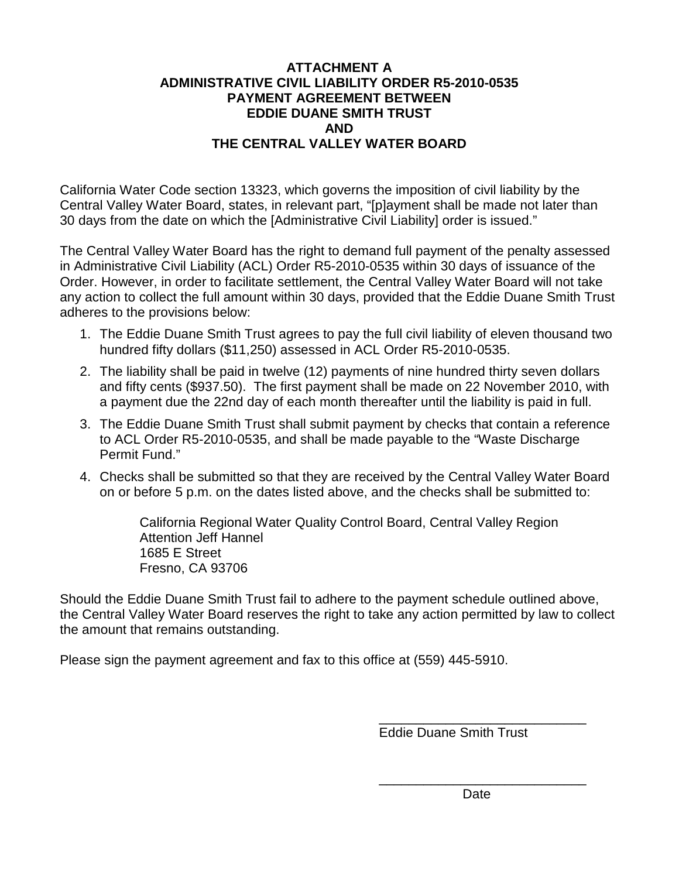**ATTACHMENT A**
**ADMINISTRATIVE CIVIL LIABILITY ORDER R5-2010-0535**
**PAYMENT AGREEMENT BETWEEN**
**EDDIE DUANE SMITH TRUST**
**AND**
**THE CENTRAL VALLEY WATER BOARD**

California Water Code section 13323, which governs the imposition of civil liability by the Central Valley Water Board, states, in relevant part, "[p]ayment shall be made not later than 30 days from the date on which the [Administrative Civil Liability] order is issued."

The Central Valley Water Board has the right to demand full payment of the penalty assessed in Administrative Civil Liability (ACL) Order R5-2010-0535 within 30 days of issuance of the Order. However, in order to facilitate settlement, the Central Valley Water Board will not take any action to collect the full amount within 30 days, provided that the Eddie Duane Smith Trust adheres to the provisions below:

1. The Eddie Duane Smith Trust agrees to pay the full civil liability of eleven thousand two hundred fifty dollars ($11,250) assessed in ACL Order R5-2010-0535.
2. The liability shall be paid in twelve (12) payments of nine hundred thirty seven dollars and fifty cents ($937.50). The first payment shall be made on 22 November 2010, with a payment due the 22nd day of each month thereafter until the liability is paid in full.
3. The Eddie Duane Smith Trust shall submit payment by checks that contain a reference to ACL Order R5-2010-0535, and shall be made payable to the "Waste Discharge Permit Fund."
4. Checks shall be submitted so that they are received by the Central Valley Water Board on or before 5 p.m. on the dates listed above, and the checks shall be submitted to:

   California Regional Water Quality Control Board, Central Valley Region
   Attention Jeff Hannel
   1685 E Street
   Fresno, CA 93706

Should the Eddie Duane Smith Trust fail to adhere to the payment schedule outlined above, the Central Valley Water Board reserves the right to take any action permitted by law to collect the amount that remains outstanding.

Please sign the payment agreement and fax to this office at (559) 445-5910.

\_\_\_\_\_\_\_\_\_\_\_\_\_\_\_\_\_\_\_\_\_\_\_\_\_\_\_\_\_\_
Eddie Duane Smith Trust

\_\_\_\_\_\_\_\_\_\_\_\_\_\_\_\_\_\_\_\_\_\_\_\_\_\_\_\_\_\_
Date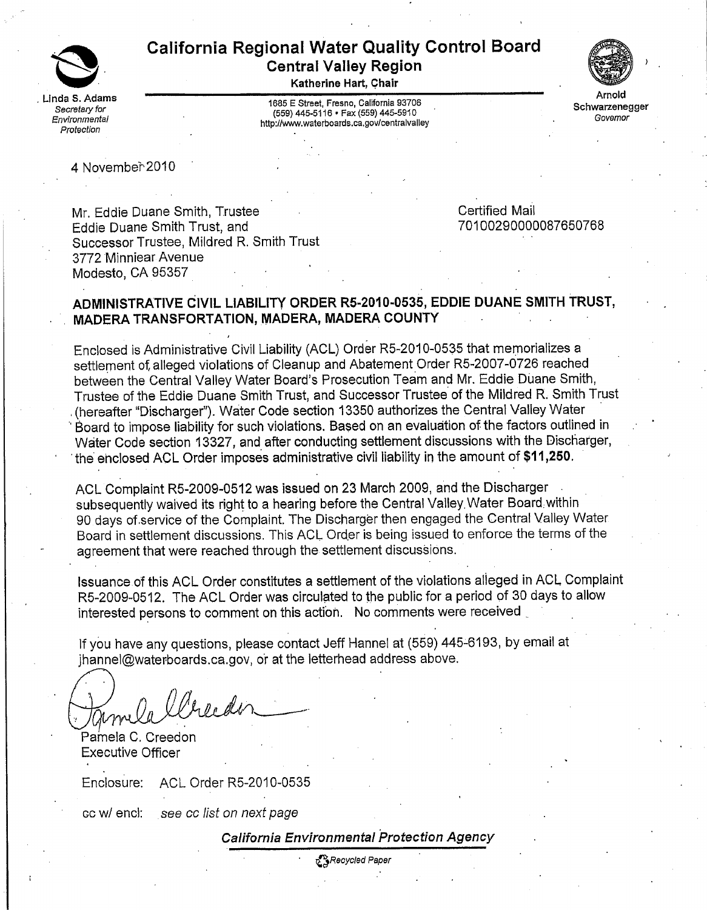# California Regional Water Quality Control Board
## Central Valley Region

**Katherine Hart, Chair**

Linda S. Adams
*Secretary for Environmental Protection*

1685 E Street, Fresno, California 93706
(559) 445-5116 • Fax (559) 445-5910
http://www.waterboards.ca.gov/centralvalley

Arnold Schwarzenegger
*Governor*

4 November 2010

Mr. Eddie Duane Smith, Trustee
Eddie Duane Smith Trust, and
Successor Trustee, Mildred R. Smith Trust
3772 Minniear Avenue
Modesto, CA 95357

Certified Mail
70100290000087650768

**ADMINISTRATIVE CIVIL LIABILITY ORDER R5-2010-0535, EDDIE DUANE SMITH TRUST, MADERA TRANSFORTATION, MADERA, MADERA COUNTY**

Enclosed is Administrative Civil Liability (ACL) Order R5-2010-0535 that memorializes a settlement of alleged violations of Cleanup and Abatement Order R5-2007-0726 reached between the Central Valley Water Board's Prosecution Team and Mr. Eddie Duane Smith, Trustee of the Eddie Duane Smith Trust, and Successor Trustee of the Mildred R. Smith Trust (hereafter "Discharger"). Water Code section 13350 authorizes the Central Valley Water Board to impose liability for such violations. Based on an evaluation of the factors outlined in Water Code section 13327, and after conducting settlement discussions with the Discharger, the enclosed ACL Order imposes administrative civil liability in the amount of **$11,250**.

ACL Complaint R5-2009-0512 was issued on 23 March 2009, and the Discharger subsequently waived its right to a hearing before the Central Valley Water Board within 90 days of service of the Complaint. The Discharger then engaged the Central Valley Water Board in settlement discussions. This ACL Order is being issued to enforce the terms of the agreement that were reached through the settlement discussions.

Issuance of this ACL Order constitutes a settlement of the violations alleged in ACL Complaint R5-2009-0512. The ACL Order was circulated to the public for a period of 30 days to allow interested persons to comment on this action. No comments were received

If you have any questions, please contact Jeff Hannel at (559) 445-6193, by email at jhannel@waterboards.ca.gov, or at the letterhead address above.

Pamela C. Creedon
Executive Officer

Enclosure: ACL Order R5-2010-0535

cc w/ encl: *see cc list on next page*

***California Environmental Protection Agency***

*Recycled Paper*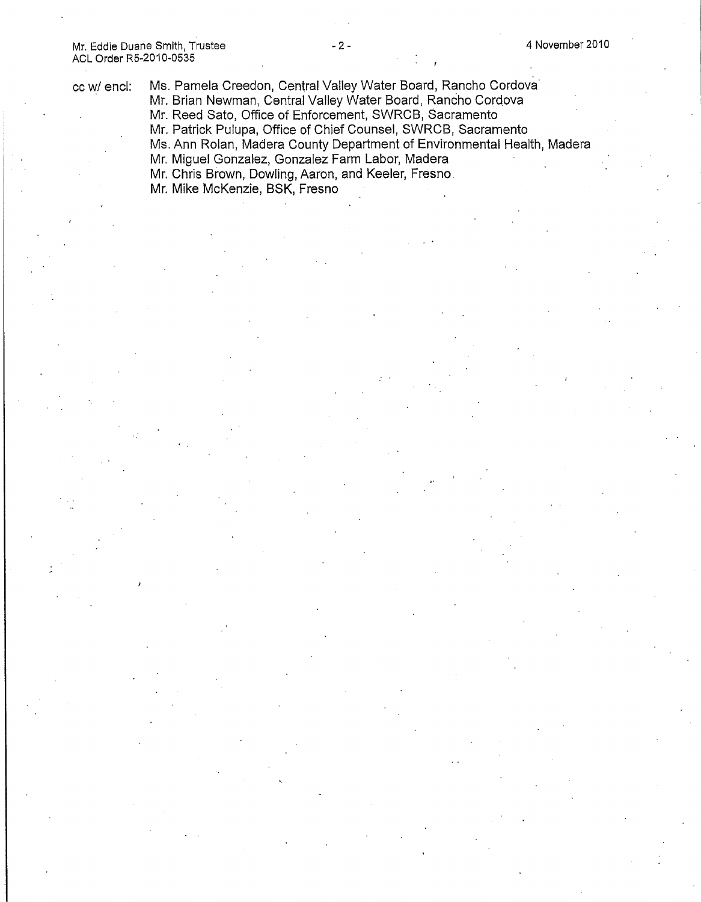cc w/ encl: Ms. Pamela Creedon, Central Valley Water Board, Rancho Cordova
Mr. Brian Newman, Central Valley Water Board, Rancho Cordova
Mr. Reed Sato, Office of Enforcement, SWRCB, Sacramento
Mr. Patrick Pulupa, Office of Chief Counsel, SWRCB, Sacramento
Ms. Ann Rolan, Madera County Department of Environmental Health, Madera
Mr. Miguel Gonzalez, Gonzalez Farm Labor, Madera
Mr. Chris Brown, Dowling, Aaron, and Keeler, Fresno
Mr. Mike McKenzie, BSK, Fresno